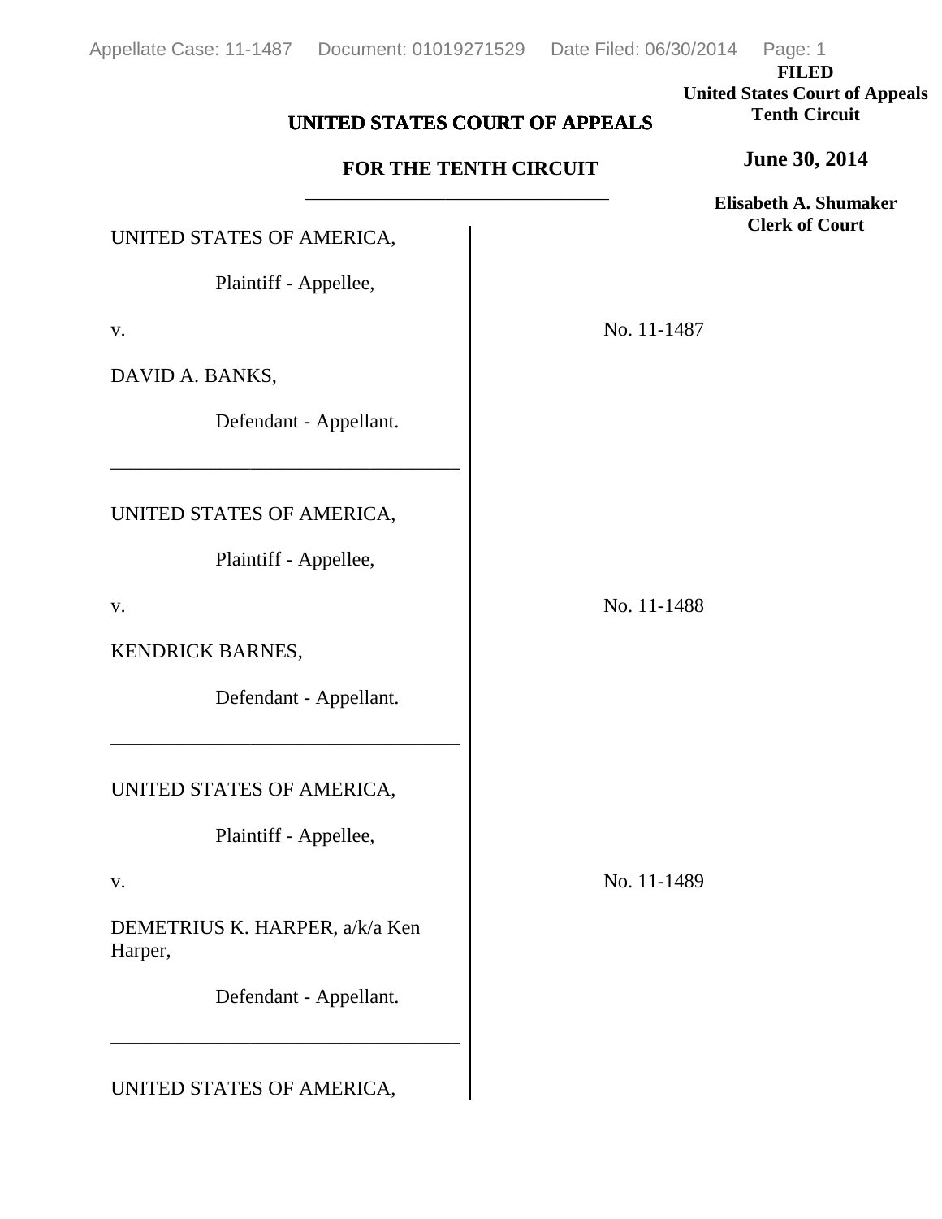**FILED**
**United States Court of Appeals**
**Tenth Circuit**

**June 30, 2014**

**Elisabeth A. Shumaker**
**Clerk of Court**

# UNITED STATES COURT OF APPEALS

## FOR THE TENTH CIRCUIT

---

UNITED STATES OF AMERICA,

Plaintiff - Appellee,

v.

DAVID A. BANKS,

Defendant - Appellant.

No. 11-1487

---

UNITED STATES OF AMERICA,

Plaintiff - Appellee,

v.

KENDRICK BARNES,

Defendant - Appellant.

No. 11-1488

---

UNITED STATES OF AMERICA,

Plaintiff - Appellee,

v.

DEMETRIUS K. HARPER, a/k/a Ken Harper,

Defendant - Appellant.

No. 11-1489

---

UNITED STATES OF AMERICA,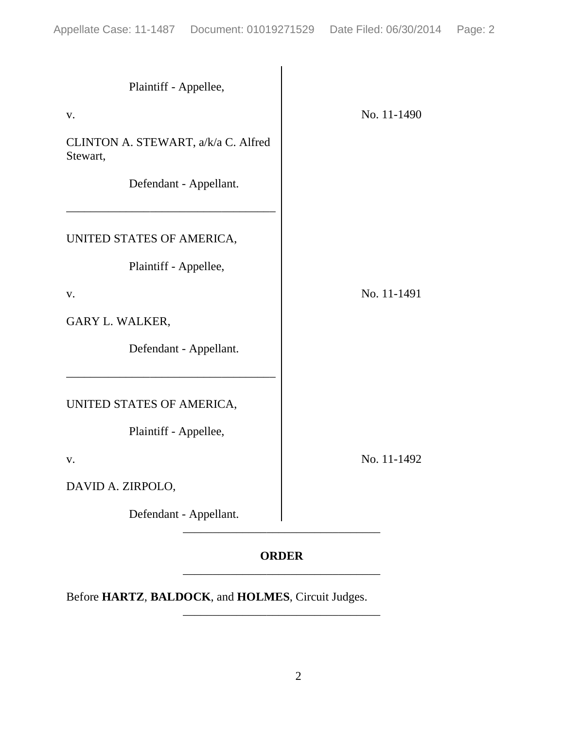Plaintiff - Appellee,

v.

CLINTON A. STEWART, a/k/a C. Alfred Stewart,

Defendant - Appellant.

No. 11-1490

---

UNITED STATES OF AMERICA,

Plaintiff - Appellee,

v.

GARY L. WALKER,

Defendant - Appellant.

No. 11-1491

---

UNITED STATES OF AMERICA,

Plaintiff - Appellee,

v.

DAVID A. ZIRPOLO,

Defendant - Appellant.

No. 11-1492

---

**ORDER**

---

Before **HARTZ**, **BALDOCK**, and **HOLMES**, Circuit Judges.

---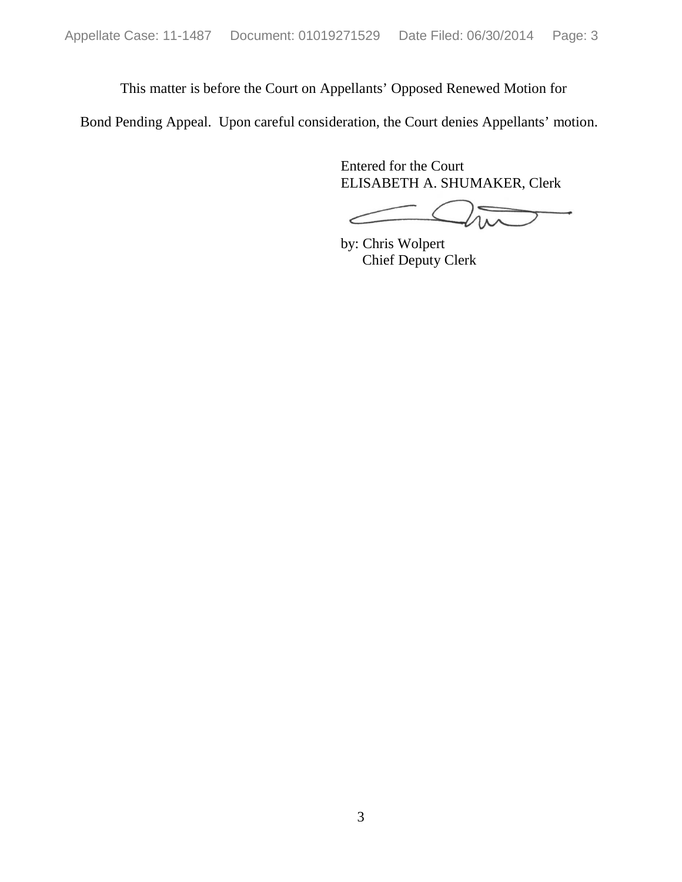This matter is before the Court on Appellants' Opposed Renewed Motion for Bond Pending Appeal. Upon careful consideration, the Court denies Appellants' motion.

Entered for the Court
ELISABETH A. SHUMAKER, Clerk

by: Chris Wolpert
Chief Deputy Clerk